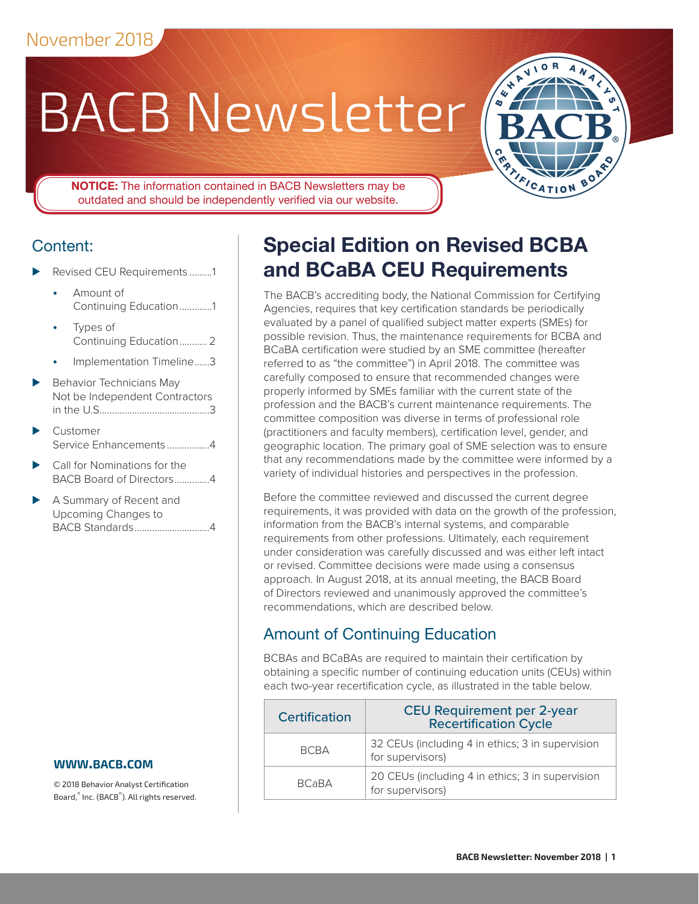November 2018

# BACB Newsletter

**NOTICE:** The information contained in BACB Newsletters may be outdated and should be independently verified via our website.

## Content:

- Revised CEU Requirements .........1
  - Amount of Continuing Education .............1
  - Types of Continuing Education ........... 2
  - Implementation Timeline......3
- Behavior Technicians May Not be Independent Contractors in the U.S.............................................3
- Customer Service Enhancements .................4
- Call for Nominations for the BACB Board of Directors..............4
- A Summary of Recent and Upcoming Changes to BACB Standards..............................4

**WWW.BACB.COM**

© 2018 Behavior Analyst Certification Board,® Inc. (BACB®). All rights reserved.

## Special Edition on Revised BCBA and BCaBA CEU Requirements

The BACB's accrediting body, the National Commission for Certifying Agencies, requires that key certification standards be periodically evaluated by a panel of qualified subject matter experts (SMEs) for possible revision. Thus, the maintenance requirements for BCBA and BCaBA certification were studied by an SME committee (hereafter referred to as "the committee") in April 2018. The committee was carefully composed to ensure that recommended changes were properly informed by SMEs familiar with the current state of the profession and the BACB's current maintenance requirements. The committee composition was diverse in terms of professional role (practitioners and faculty members), certification level, gender, and geographic location. The primary goal of SME selection was to ensure that any recommendations made by the committee were informed by a variety of individual histories and perspectives in the profession.

Before the committee reviewed and discussed the current degree requirements, it was provided with data on the growth of the profession, information from the BACB's internal systems, and comparable requirements from other professions. Ultimately, each requirement under consideration was carefully discussed and was either left intact or revised. Committee decisions were made using a consensus approach. In August 2018, at its annual meeting, the BACB Board of Directors reviewed and unanimously approved the committee's recommendations, which are described below.

### Amount of Continuing Education

BCBAs and BCaBAs are required to maintain their certification by obtaining a specific number of continuing education units (CEUs) within each two-year recertification cycle, as illustrated in the table below.

| Certification | CEU Requirement per 2-year Recertification Cycle |
|---|---|
| BCBA | 32 CEUs (including 4 in ethics; 3 in supervision for supervisors) |
| BCaBA | 20 CEUs (including 4 in ethics; 3 in supervision for supervisors) |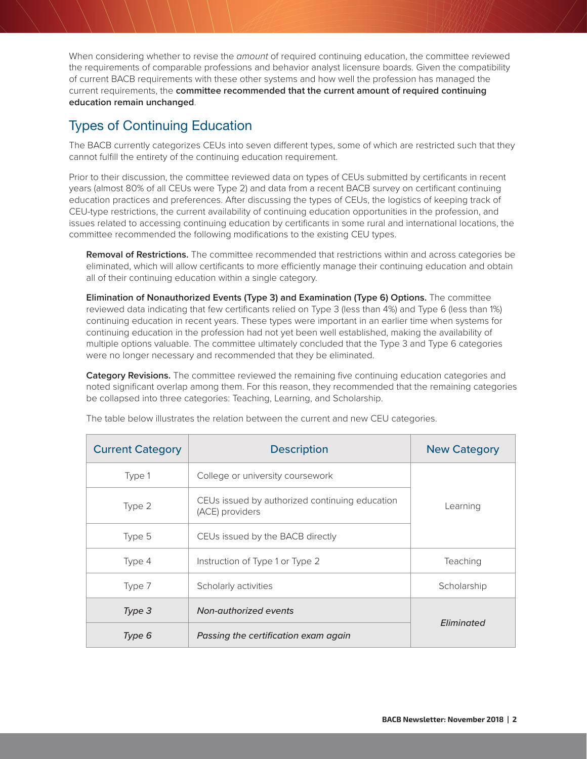When considering whether to revise the *amount* of required continuing education, the committee reviewed the requirements of comparable professions and behavior analyst licensure boards. Given the compatibility of current BACB requirements with these other systems and how well the profession has managed the current requirements, the **committee recommended that the current amount of required continuing education remain unchanged**.

## Types of Continuing Education

The BACB currently categorizes CEUs into seven different types, some of which are restricted such that they cannot fulfill the entirety of the continuing education requirement.

Prior to their discussion, the committee reviewed data on types of CEUs submitted by certificants in recent years (almost 80% of all CEUs were Type 2) and data from a recent BACB survey on certificant continuing education practices and preferences. After discussing the types of CEUs, the logistics of keeping track of CEU-type restrictions, the current availability of continuing education opportunities in the profession, and issues related to accessing continuing education by certificants in some rural and international locations, the committee recommended the following modifications to the existing CEU types.

**Removal of Restrictions.** The committee recommended that restrictions within and across categories be eliminated, which will allow certificants to more efficiently manage their continuing education and obtain all of their continuing education within a single category.

**Elimination of Nonauthorized Events (Type 3) and Examination (Type 6) Options.** The committee reviewed data indicating that few certificants relied on Type 3 (less than 4%) and Type 6 (less than 1%) continuing education in recent years. These types were important in an earlier time when systems for continuing education in the profession had not yet been well established, making the availability of multiple options valuable. The committee ultimately concluded that the Type 3 and Type 6 categories were no longer necessary and recommended that they be eliminated.

**Category Revisions.** The committee reviewed the remaining five continuing education categories and noted significant overlap among them. For this reason, they recommended that the remaining categories be collapsed into three categories: Teaching, Learning, and Scholarship.

The table below illustrates the relation between the current and new CEU categories.

| Current Category | Description | New Category |
|---|---|---|
| Type 1 | College or university coursework | Learning |
| Type 2 | CEUs issued by authorized continuing education (ACE) providers | |
| Type 5 | CEUs issued by the BACB directly | |
| Type 4 | Instruction of Type 1 or Type 2 | Teaching |
| Type 7 | Scholarly activities | Scholarship |
| *Type 3* | *Non-authorized events* | *Eliminated* |
| *Type 6* | *Passing the certification exam again* | |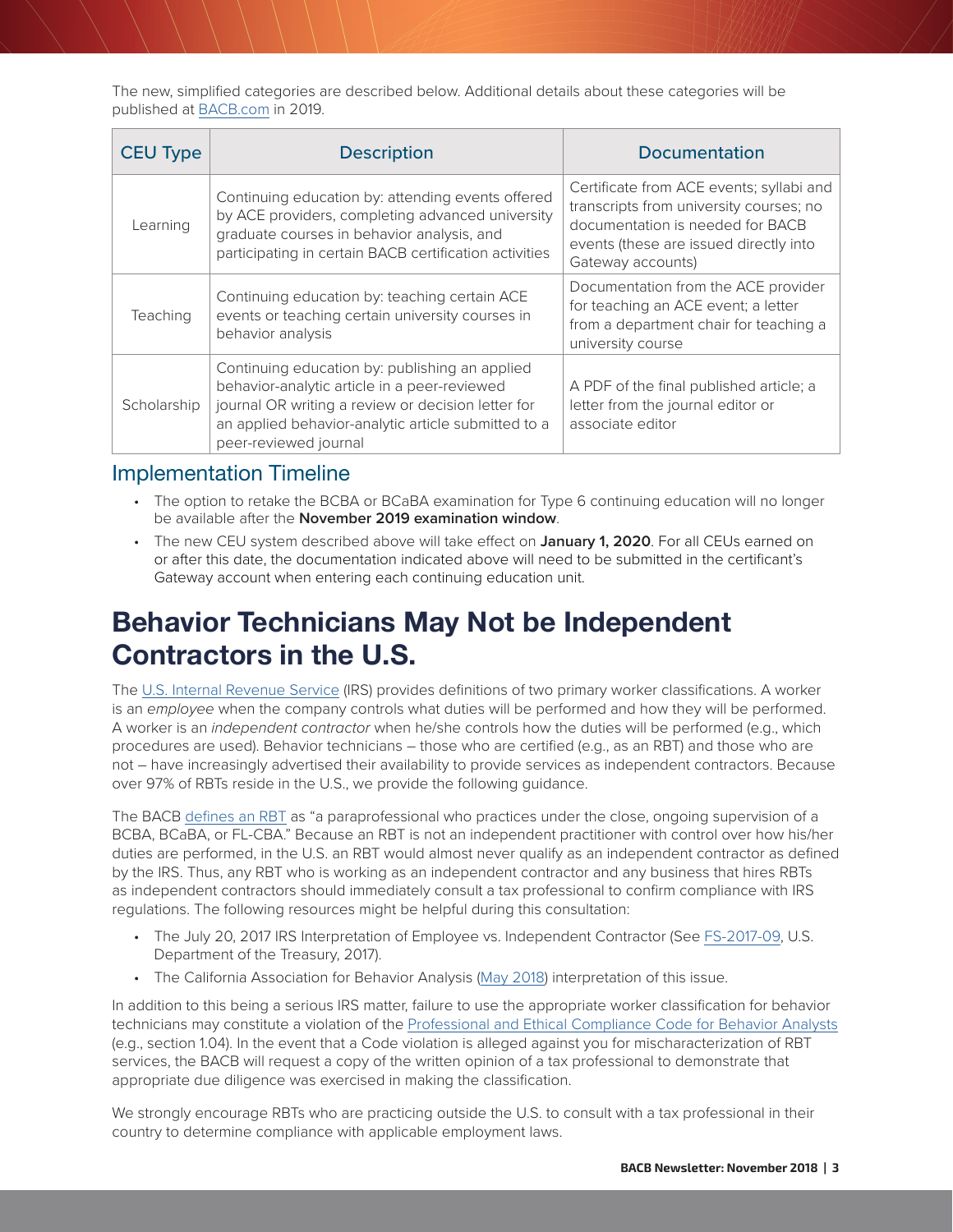The new, simplified categories are described below. Additional details about these categories will be published at BACB.com in 2019.

| CEU Type | Description | Documentation |
|---|---|---|
| Learning | Continuing education by: attending events offered by ACE providers, completing advanced university graduate courses in behavior analysis, and participating in certain BACB certification activities | Certificate from ACE events; syllabi and transcripts from university courses; no documentation is needed for BACB events (these are issued directly into Gateway accounts) |
| Teaching | Continuing education by: teaching certain ACE events or teaching certain university courses in behavior analysis | Documentation from the ACE provider for teaching an ACE event; a letter from a department chair for teaching a university course |
| Scholarship | Continuing education by: publishing an applied behavior-analytic article in a peer-reviewed journal OR writing a review or decision letter for an applied behavior-analytic article submitted to a peer-reviewed journal | A PDF of the final published article; a letter from the journal editor or associate editor |

## Implementation Timeline

- The option to retake the BCBA or BCaBA examination for Type 6 continuing education will no longer be available after the **November 2019 examination window**.
- The new CEU system described above will take effect on **January 1, 2020**. For all CEUs earned on or after this date, the documentation indicated above will need to be submitted in the certificant's Gateway account when entering each continuing education unit.

# Behavior Technicians May Not be Independent Contractors in the U.S.

The U.S. Internal Revenue Service (IRS) provides definitions of two primary worker classifications. A worker is an *employee* when the company controls what duties will be performed and how they will be performed. A worker is an *independent contractor* when he/she controls how the duties will be performed (e.g., which procedures are used). Behavior technicians – those who are certified (e.g., as an RBT) and those who are not – have increasingly advertised their availability to provide services as independent contractors. Because over 97% of RBTs reside in the U.S., we provide the following guidance.

The BACB defines an RBT as "a paraprofessional who practices under the close, ongoing supervision of a BCBA, BCaBA, or FL-CBA." Because an RBT is not an independent practitioner with control over how his/her duties are performed, in the U.S. an RBT would almost never qualify as an independent contractor as defined by the IRS. Thus, any RBT who is working as an independent contractor and any business that hires RBTs as independent contractors should immediately consult a tax professional to confirm compliance with IRS regulations. The following resources might be helpful during this consultation:

- The July 20, 2017 IRS Interpretation of Employee vs. Independent Contractor (See FS-2017-09, U.S. Department of the Treasury, 2017).
- The California Association for Behavior Analysis (May 2018) interpretation of this issue.

In addition to this being a serious IRS matter, failure to use the appropriate worker classification for behavior technicians may constitute a violation of the Professional and Ethical Compliance Code for Behavior Analysts (e.g., section 1.04). In the event that a Code violation is alleged against you for mischaracterization of RBT services, the BACB will request a copy of the written opinion of a tax professional to demonstrate that appropriate due diligence was exercised in making the classification.

We strongly encourage RBTs who are practicing outside the U.S. to consult with a tax professional in their country to determine compliance with applicable employment laws.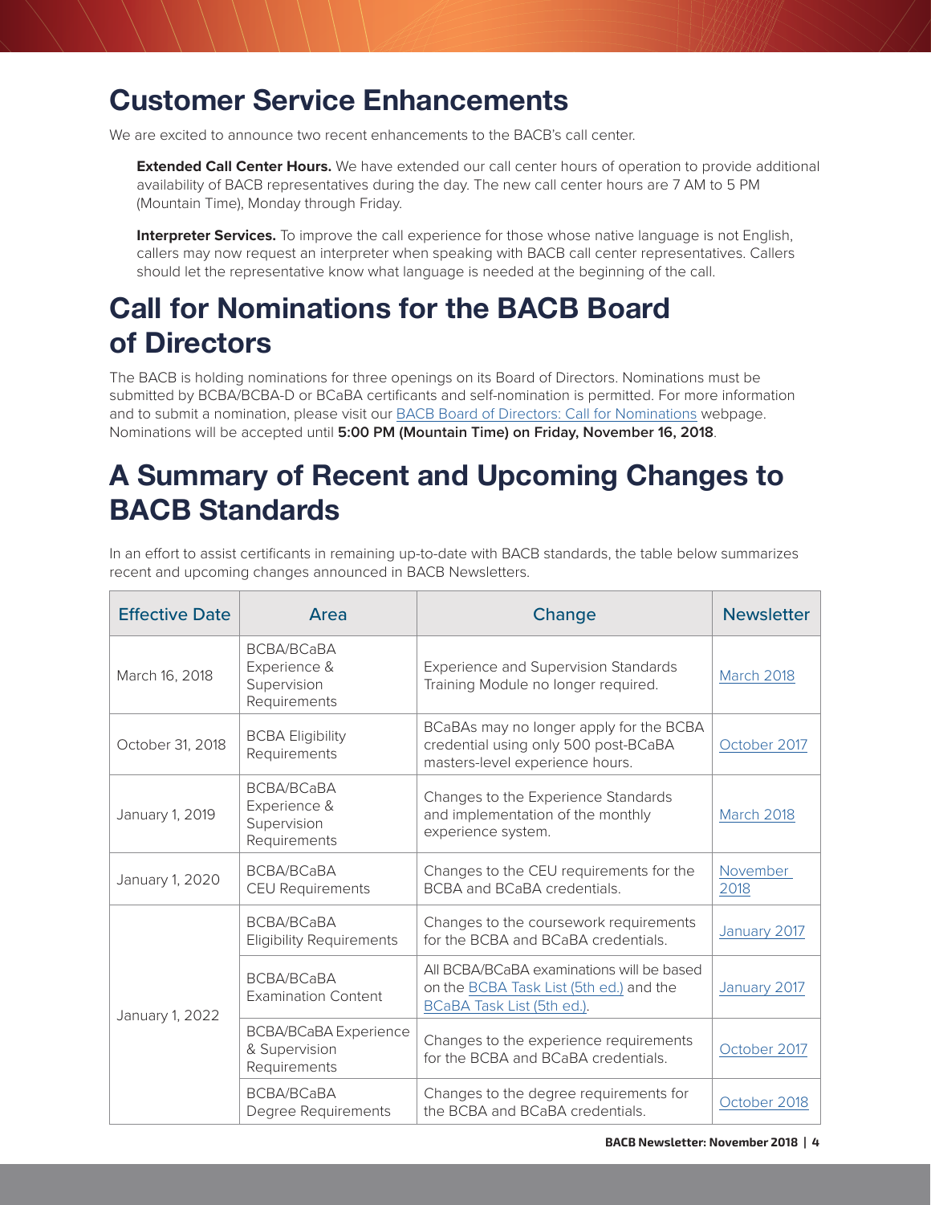## Customer Service Enhancements

We are excited to announce two recent enhancements to the BACB's call center.

**Extended Call Center Hours.** We have extended our call center hours of operation to provide additional availability of BACB representatives during the day. The new call center hours are 7 AM to 5 PM (Mountain Time), Monday through Friday.

**Interpreter Services.** To improve the call experience for those whose native language is not English, callers may now request an interpreter when speaking with BACB call center representatives. Callers should let the representative know what language is needed at the beginning of the call.

## Call for Nominations for the BACB Board of Directors

The BACB is holding nominations for three openings on its Board of Directors. Nominations must be submitted by BCBA/BCBA-D or BCaBA certificants and self-nomination is permitted. For more information and to submit a nomination, please visit our BACB Board of Directors: Call for Nominations webpage. Nominations will be accepted until **5:00 PM (Mountain Time) on Friday, November 16, 2018**.

## A Summary of Recent and Upcoming Changes to BACB Standards

In an effort to assist certificants in remaining up-to-date with BACB standards, the table below summarizes recent and upcoming changes announced in BACB Newsletters.

| Effective Date | Area | Change | Newsletter |
|---|---|---|---|
| March 16, 2018 | BCBA/BCaBA Experience & Supervision Requirements | Experience and Supervision Standards Training Module no longer required. | March 2018 |
| October 31, 2018 | BCBA Eligibility Requirements | BCaBAs may no longer apply for the BCBA credential using only 500 post-BCaBA masters-level experience hours. | October 2017 |
| January 1, 2019 | BCBA/BCaBA Experience & Supervision Requirements | Changes to the Experience Standards and implementation of the monthly experience system. | March 2018 |
| January 1, 2020 | BCBA/BCaBA CEU Requirements | Changes to the CEU requirements for the BCBA and BCaBA credentials. | November 2018 |
| January 1, 2022 | BCBA/BCaBA Eligibility Requirements | Changes to the coursework requirements for the BCBA and BCaBA credentials. | January 2017 |
| | BCBA/BCaBA Examination Content | All BCBA/BCaBA examinations will be based on the BCBA Task List (5th ed.) and the BCaBA Task List (5th ed.). | January 2017 |
| | BCBA/BCaBA Experience & Supervision Requirements | Changes to the experience requirements for the BCBA and BCaBA credentials. | October 2017 |
| | BCBA/BCaBA Degree Requirements | Changes to the degree requirements for the BCBA and BCaBA credentials. | October 2018 |